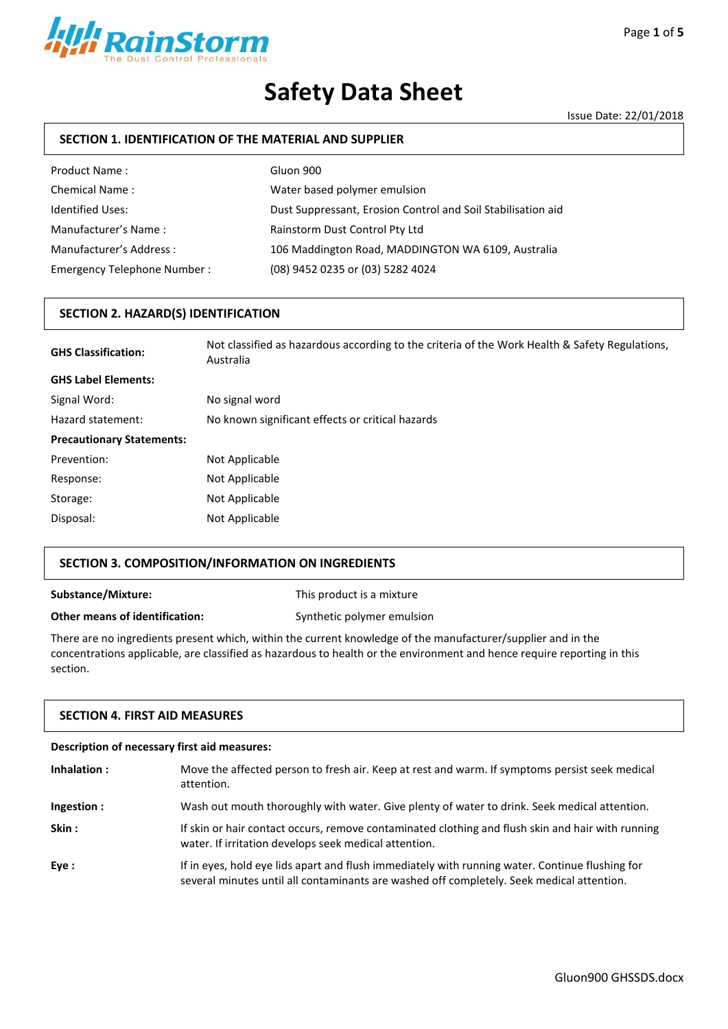RainStorm
The Dust Control Professionals

# Safety Data Sheet

Issue Date: 22/01/2018

## SECTION 1. IDENTIFICATION OF THE MATERIAL AND SUPPLIER

| | |
|---|---|
| Product Name : | Gluon 900 |
| Chemical Name : | Water based polymer emulsion |
| Identified Uses: | Dust Suppressant, Erosion Control and Soil Stabilisation aid |
| Manufacturer's Name : | Rainstorm Dust Control Pty Ltd |
| Manufacturer's Address : | 106 Maddington Road, MADDINGTON WA 6109, Australia |
| Emergency Telephone Number : | (08) 9452 0235 or (03) 5282 4024 |

## SECTION 2. HAZARD(S) IDENTIFICATION

| | |
|---|---|
| **GHS Classification:** | Not classified as hazardous according to the criteria of the Work Health & Safety Regulations, Australia |
| **GHS Label Elements:** | |
| Signal Word: | No signal word |
| Hazard statement: | No known significant effects or critical hazards |
| **Precautionary Statements:** | |
| Prevention: | Not Applicable |
| Response: | Not Applicable |
| Storage: | Not Applicable |
| Disposal: | Not Applicable |

## SECTION 3. COMPOSITION/INFORMATION ON INGREDIENTS

| | |
|---|---|
| **Substance/Mixture:** | This product is a mixture |
| **Other means of identification:** | Synthetic polymer emulsion |

There are no ingredients present which, within the current knowledge of the manufacturer/supplier and in the concentrations applicable, are classified as hazardous to health or the environment and hence require reporting in this section.

## SECTION 4. FIRST AID MEASURES

**Description of necessary first aid measures:**

| | |
|---|---|
| **Inhalation :** | Move the affected person to fresh air. Keep at rest and warm. If symptoms persist seek medical attention. |
| **Ingestion :** | Wash out mouth thoroughly with water. Give plenty of water to drink. Seek medical attention. |
| **Skin :** | If skin or hair contact occurs, remove contaminated clothing and flush skin and hair with running water. If irritation develops seek medical attention. |
| **Eye :** | If in eyes, hold eye lids apart and flush immediately with running water. Continue flushing for several minutes until all contaminants are washed off completely. Seek medical attention. |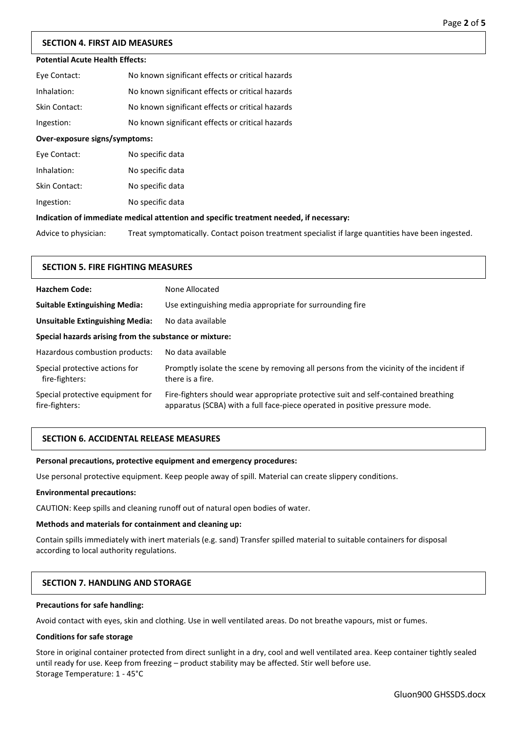## SECTION 4. FIRST AID MEASURES

**Potential Acute Health Effects:**

| | |
|---|---|
| Eye Contact: | No known significant effects or critical hazards |
| Inhalation: | No known significant effects or critical hazards |
| Skin Contact: | No known significant effects or critical hazards |
| Ingestion: | No known significant effects or critical hazards |

**Over-exposure signs/symptoms:**

| | |
|---|---|
| Eye Contact: | No specific data |
| Inhalation: | No specific data |
| Skin Contact: | No specific data |
| Ingestion: | No specific data |

**Indication of immediate medical attention and specific treatment needed, if necessary:**

| | |
|---|---|
| Advice to physician: | Treat symptomatically. Contact poison treatment specialist if large quantities have been ingested. |

## SECTION 5. FIRE FIGHTING MEASURES

| | |
|---|---|
| **Hazchem Code:** | None Allocated |
| **Suitable Extinguishing Media:** | Use extinguishing media appropriate for surrounding fire |
| **Unsuitable Extinguishing Media:** | No data available |

**Special hazards arising from the substance or mixture:**

| | |
|---|---|
| Hazardous combustion products: | No data available |
| Special protective actions for fire-fighters: | Promptly isolate the scene by removing all persons from the vicinity of the incident if there is a fire. |
| Special protective equipment for fire-fighters: | Fire-fighters should wear appropriate protective suit and self-contained breathing apparatus (SCBA) with a full face-piece operated in positive pressure mode. |

## SECTION 6. ACCIDENTAL RELEASE MEASURES

**Personal precautions, protective equipment and emergency procedures:**

Use personal protective equipment. Keep people away of spill. Material can create slippery conditions.

**Environmental precautions:**

CAUTION: Keep spills and cleaning runoff out of natural open bodies of water.

**Methods and materials for containment and cleaning up:**

Contain spills immediately with inert materials (e.g. sand) Transfer spilled material to suitable containers for disposal according to local authority regulations.

## SECTION 7. HANDLING AND STORAGE

**Precautions for safe handling:**

Avoid contact with eyes, skin and clothing. Use in well ventilated areas. Do not breathe vapours, mist or fumes.

**Conditions for safe storage**

Store in original container protected from direct sunlight in a dry, cool and well ventilated area. Keep container tightly sealed until ready for use. Keep from freezing – product stability may be affected. Stir well before use.
Storage Temperature: 1 - 45°C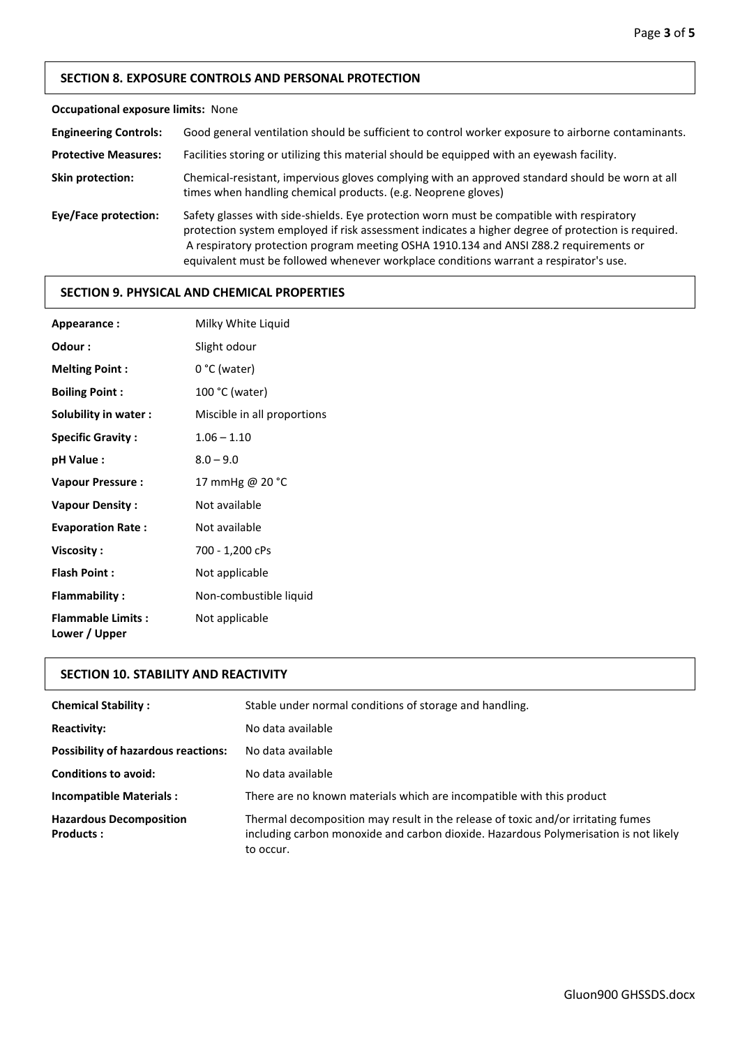## SECTION 8. EXPOSURE CONTROLS AND PERSONAL PROTECTION

**Occupational exposure limits:** None

| | |
|---|---|
| **Engineering Controls:** | Good general ventilation should be sufficient to control worker exposure to airborne contaminants. |
| **Protective Measures:** | Facilities storing or utilizing this material should be equipped with an eyewash facility. |
| **Skin protection:** | Chemical-resistant, impervious gloves complying with an approved standard should be worn at all times when handling chemical products. (e.g. Neoprene gloves) |
| **Eye/Face protection:** | Safety glasses with side-shields. Eye protection worn must be compatible with respiratory protection system employed if risk assessment indicates a higher degree of protection is required. A respiratory protection program meeting OSHA 1910.134 and ANSI Z88.2 requirements or equivalent must be followed whenever workplace conditions warrant a respirator's use. |

## SECTION 9. PHYSICAL AND CHEMICAL PROPERTIES

| | |
|---|---|
| **Appearance :** | Milky White Liquid |
| **Odour :** | Slight odour |
| **Melting Point :** | 0 °C (water) |
| **Boiling Point :** | 100 °C (water) |
| **Solubility in water :** | Miscible in all proportions |
| **Specific Gravity :** | 1.06 – 1.10 |
| **pH Value :** | 8.0 – 9.0 |
| **Vapour Pressure :** | 17 mmHg @ 20 °C |
| **Vapour Density :** | Not available |
| **Evaporation Rate :** | Not available |
| **Viscosity :** | 700 - 1,200 cPs |
| **Flash Point :** | Not applicable |
| **Flammability :** | Non-combustible liquid |
| **Flammable Limits : Lower / Upper** | Not applicable |

## SECTION 10. STABILITY AND REACTIVITY

| | |
|---|---|
| **Chemical Stability :** | Stable under normal conditions of storage and handling. |
| **Reactivity:** | No data available |
| **Possibility of hazardous reactions:** | No data available |
| **Conditions to avoid:** | No data available |
| **Incompatible Materials :** | There are no known materials which are incompatible with this product |
| **Hazardous Decomposition Products :** | Thermal decomposition may result in the release of toxic and/or irritating fumes including carbon monoxide and carbon dioxide. Hazardous Polymerisation is not likely to occur. |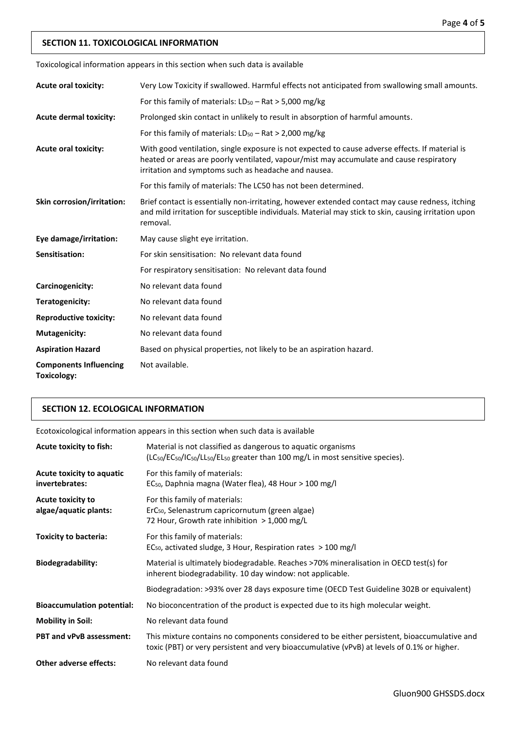## SECTION 11. TOXICOLOGICAL INFORMATION

Toxicological information appears in this section when such data is available

| | |
|---|---|
| **Acute oral toxicity:** | Very Low Toxicity if swallowed. Harmful effects not anticipated from swallowing small amounts. |
| | For this family of materials: $LD_{50}$ – Rat > 5,000 mg/kg |
| **Acute dermal toxicity:** | Prolonged skin contact in unlikely to result in absorption of harmful amounts. |
| | For this family of materials: $LD_{50}$ – Rat > 2,000 mg/kg |
| **Acute oral toxicity:** | With good ventilation, single exposure is not expected to cause adverse effects. If material is heated or areas are poorly ventilated, vapour/mist may accumulate and cause respiratory irritation and symptoms such as headache and nausea. |
| | For this family of materials: The LC50 has not been determined. |
| **Skin corrosion/irritation:** | Brief contact is essentially non-irritating, however extended contact may cause redness, itching and mild irritation for susceptible individuals. Material may stick to skin, causing irritation upon removal. |
| **Eye damage/irritation:** | May cause slight eye irritation. |
| **Sensitisation:** | For skin sensitisation: No relevant data found |
| | For respiratory sensitisation: No relevant data found |
| **Carcinogenicity:** | No relevant data found |
| **Teratogenicity:** | No relevant data found |
| **Reproductive toxicity:** | No relevant data found |
| **Mutagenicity:** | No relevant data found |
| **Aspiration Hazard** | Based on physical properties, not likely to be an aspiration hazard. |
| **Components Influencing Toxicology:** | Not available. |

## SECTION 12. ECOLOGICAL INFORMATION

Ecotoxicological information appears in this section when such data is available

| | |
|---|---|
| **Acute toxicity to fish:** | Material is not classified as dangerous to aquatic organisms ($LC_{50}$/$EC_{50}$/$IC_{50}$/$LL_{50}$/$EL_{50}$ greater than 100 mg/L in most sensitive species). |
| **Acute toxicity to aquatic invertebrates:** | For this family of materials: $EC_{50}$, Daphnia magna (Water flea), 48 Hour > 100 mg/l |
| **Acute toxicity to algae/aquatic plants:** | For this family of materials: $ErC_{50}$, Selenastrum capricornutum (green algae) 72 Hour, Growth rate inhibition > 1,000 mg/L |
| **Toxicity to bacteria:** | For this family of materials: $EC_{50}$, activated sludge, 3 Hour, Respiration rates > 100 mg/l |
| **Biodegradability:** | Material is ultimately biodegradable. Reaches >70% mineralisation in OECD test(s) for inherent biodegradability. 10 day window: not applicable. |
| | Biodegradation: >93% over 28 days exposure time (OECD Test Guideline 302B or equivalent) |
| **Bioaccumulation potential:** | No bioconcentration of the product is expected due to its high molecular weight. |
| **Mobility in Soil:** | No relevant data found |
| **PBT and vPvB assessment:** | This mixture contains no components considered to be either persistent, bioaccumulative and toxic (PBT) or very persistent and very bioaccumulative (vPvB) at levels of 0.1% or higher. |
| **Other adverse effects:** | No relevant data found |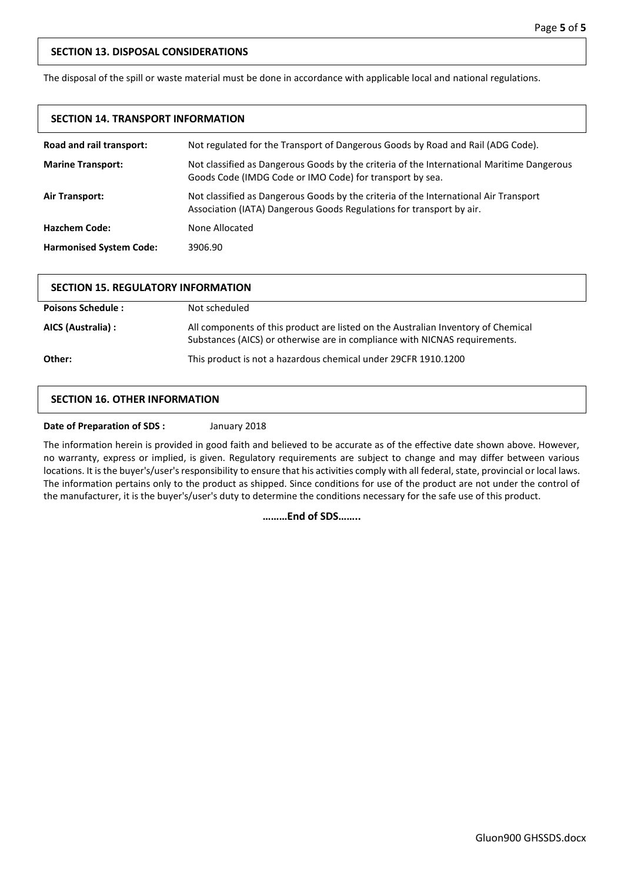## SECTION 13. DISPOSAL CONSIDERATIONS

The disposal of the spill or waste material must be done in accordance with applicable local and national regulations.

## SECTION 14. TRANSPORT INFORMATION

| | |
|---|---|
| **Road and rail transport:** | Not regulated for the Transport of Dangerous Goods by Road and Rail (ADG Code). |
| **Marine Transport:** | Not classified as Dangerous Goods by the criteria of the International Maritime Dangerous Goods Code (IMDG Code or IMO Code) for transport by sea. |
| **Air Transport:** | Not classified as Dangerous Goods by the criteria of the International Air Transport Association (IATA) Dangerous Goods Regulations for transport by air. |
| **Hazchem Code:** | None Allocated |
| **Harmonised System Code:** | 3906.90 |

## SECTION 15. REGULATORY INFORMATION

| | |
|---|---|
| **Poisons Schedule :** | Not scheduled |
| **AICS (Australia) :** | All components of this product are listed on the Australian Inventory of Chemical Substances (AICS) or otherwise are in compliance with NICNAS requirements. |
| **Other:** | This product is not a hazardous chemical under 29CFR 1910.1200 |

## SECTION 16. OTHER INFORMATION

**Date of Preparation of SDS :** January 2018

The information herein is provided in good faith and believed to be accurate as of the effective date shown above. However, no warranty, express or implied, is given. Regulatory requirements are subject to change and may differ between various locations. It is the buyer's/user's responsibility to ensure that his activities comply with all federal, state, provincial or local laws. The information pertains only to the product as shipped. Since conditions for use of the product are not under the control of the manufacturer, it is the buyer's/user's duty to determine the conditions necessary for the safe use of this product.

**………End of SDS……..**

Gluon900 GHSSDS.docx